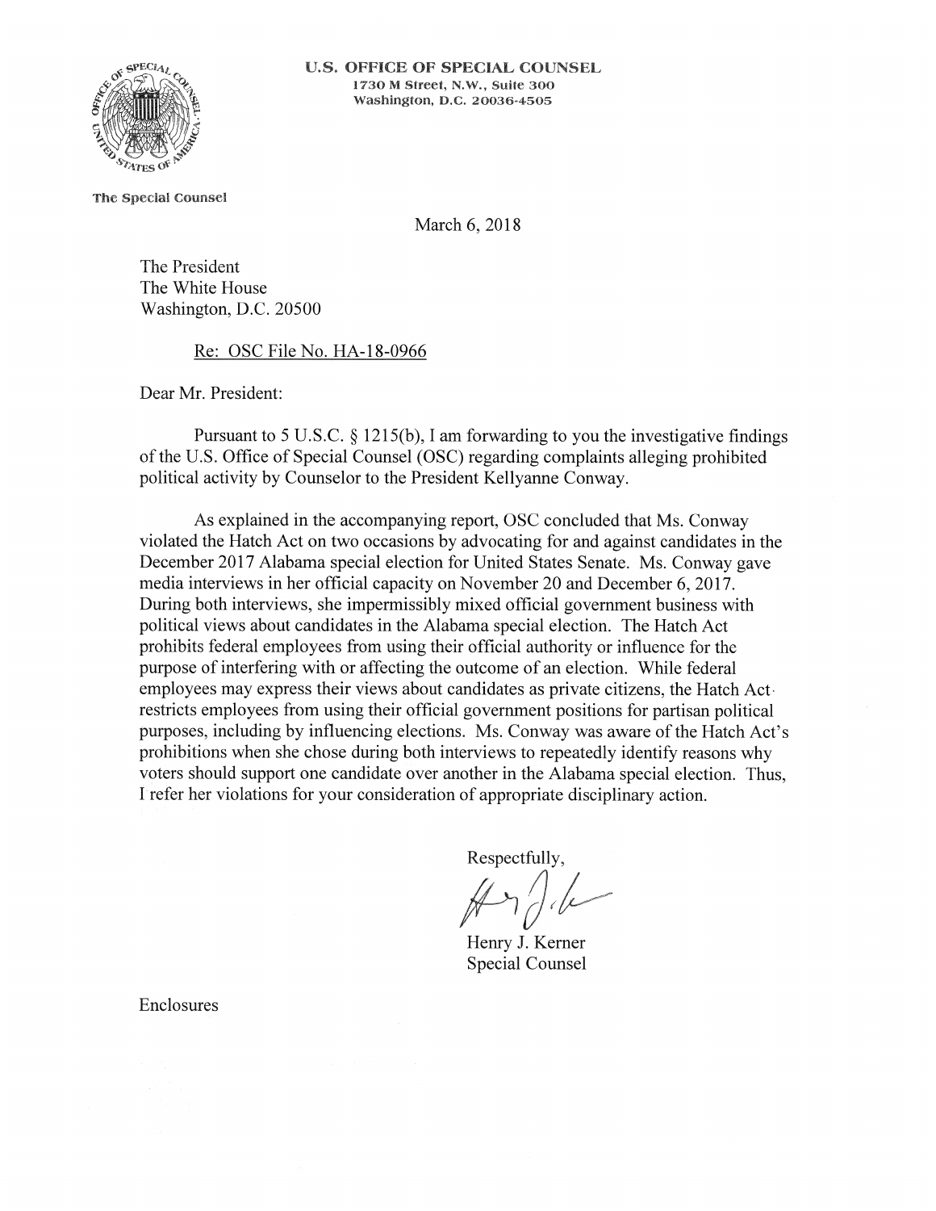**U.S. OFFICE OF SPECIAL COUNSEL**
1730 M Street, N.W., Suite 300
Washington, D.C. 20036-4505

**The Special Counsel**

March 6, 2018

The President
The White House
Washington, D.C. 20500

Re: OSC File No. HA-18-0966

Dear Mr. President:

Pursuant to 5 U.S.C. § 1215(b), I am forwarding to you the investigative findings of the U.S. Office of Special Counsel (OSC) regarding complaints alleging prohibited political activity by Counselor to the President Kellyanne Conway.

As explained in the accompanying report, OSC concluded that Ms. Conway violated the Hatch Act on two occasions by advocating for and against candidates in the December 2017 Alabama special election for United States Senate. Ms. Conway gave media interviews in her official capacity on November 20 and December 6, 2017. During both interviews, she impermissibly mixed official government business with political views about candidates in the Alabama special election. The Hatch Act prohibits federal employees from using their official authority or influence for the purpose of interfering with or affecting the outcome of an election. While federal employees may express their views about candidates as private citizens, the Hatch Act restricts employees from using their official government positions for partisan political purposes, including by influencing elections. Ms. Conway was aware of the Hatch Act's prohibitions when she chose during both interviews to repeatedly identify reasons why voters should support one candidate over another in the Alabama special election. Thus, I refer her violations for your consideration of appropriate disciplinary action.

Respectfully,

Henry J. Kerner
Special Counsel

Enclosures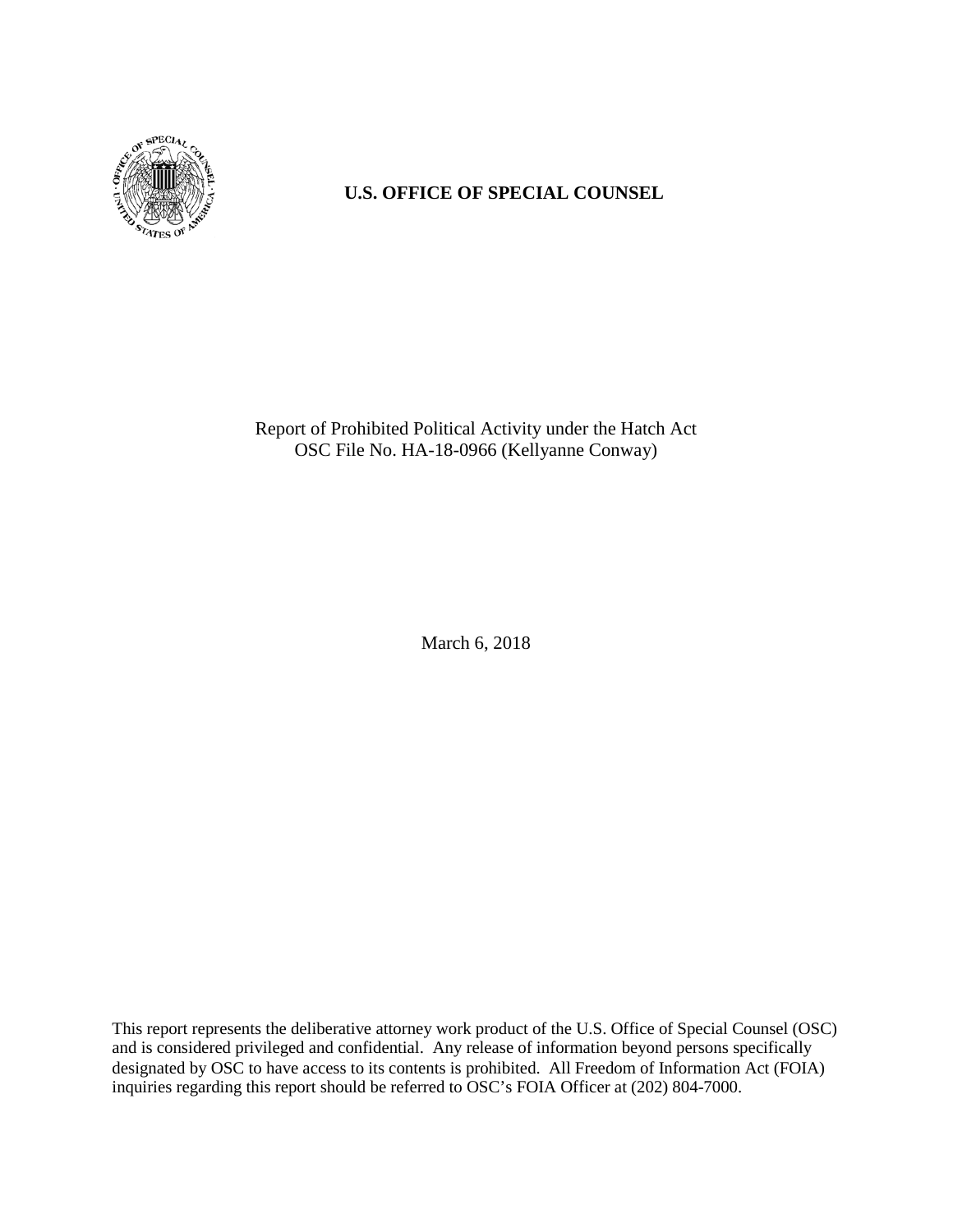**U.S. OFFICE OF SPECIAL COUNSEL**

Report of Prohibited Political Activity under the Hatch Act
OSC File No. HA-18-0966 (Kellyanne Conway)

March 6, 2018

This report represents the deliberative attorney work product of the U.S. Office of Special Counsel (OSC) and is considered privileged and confidential. Any release of information beyond persons specifically designated by OSC to have access to its contents is prohibited. All Freedom of Information Act (FOIA) inquiries regarding this report should be referred to OSC's FOIA Officer at (202) 804-7000.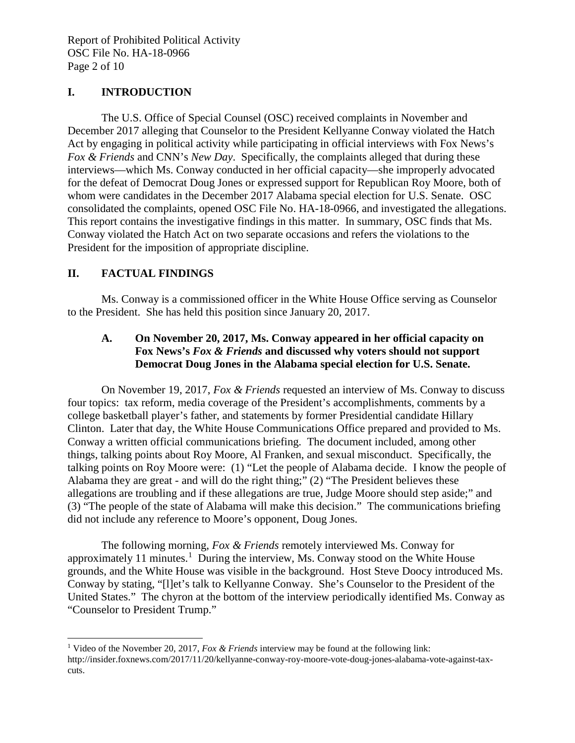## I. INTRODUCTION

The U.S. Office of Special Counsel (OSC) received complaints in November and December 2017 alleging that Counselor to the President Kellyanne Conway violated the Hatch Act by engaging in political activity while participating in official interviews with Fox News's *Fox & Friends* and CNN's *New Day*. Specifically, the complaints alleged that during these interviews—which Ms. Conway conducted in her official capacity—she improperly advocated for the defeat of Democrat Doug Jones or expressed support for Republican Roy Moore, both of whom were candidates in the December 2017 Alabama special election for U.S. Senate. OSC consolidated the complaints, opened OSC File No. HA-18-0966, and investigated the allegations. This report contains the investigative findings in this matter. In summary, OSC finds that Ms. Conway violated the Hatch Act on two separate occasions and refers the violations to the President for the imposition of appropriate discipline.

## II. FACTUAL FINDINGS

Ms. Conway is a commissioned officer in the White House Office serving as Counselor to the President. She has held this position since January 20, 2017.

### A. On November 20, 2017, Ms. Conway appeared in her official capacity on Fox News's *Fox & Friends* and discussed why voters should not support Democrat Doug Jones in the Alabama special election for U.S. Senate.

On November 19, 2017, *Fox & Friends* requested an interview of Ms. Conway to discuss four topics: tax reform, media coverage of the President's accomplishments, comments by a college basketball player's father, and statements by former Presidential candidate Hillary Clinton. Later that day, the White House Communications Office prepared and provided to Ms. Conway a written official communications briefing. The document included, among other things, talking points about Roy Moore, Al Franken, and sexual misconduct. Specifically, the talking points on Roy Moore were: (1) "Let the people of Alabama decide. I know the people of Alabama they are great - and will do the right thing;" (2) "The President believes these allegations are troubling and if these allegations are true, Judge Moore should step aside;" and (3) "The people of the state of Alabama will make this decision." The communications briefing did not include any reference to Moore's opponent, Doug Jones.

The following morning, *Fox & Friends* remotely interviewed Ms. Conway for approximately 11 minutes.[1] During the interview, Ms. Conway stood on the White House grounds, and the White House was visible in the background. Host Steve Doocy introduced Ms. Conway by stating, "[l]et's talk to Kellyanne Conway. She's Counselor to the President of the United States." The chyron at the bottom of the interview periodically identified Ms. Conway as "Counselor to President Trump."

[1] Video of the November 20, 2017, *Fox & Friends* interview may be found at the following link: http://insider.foxnews.com/2017/11/20/kellyanne-conway-roy-moore-vote-doug-jones-alabama-vote-against-tax-cuts.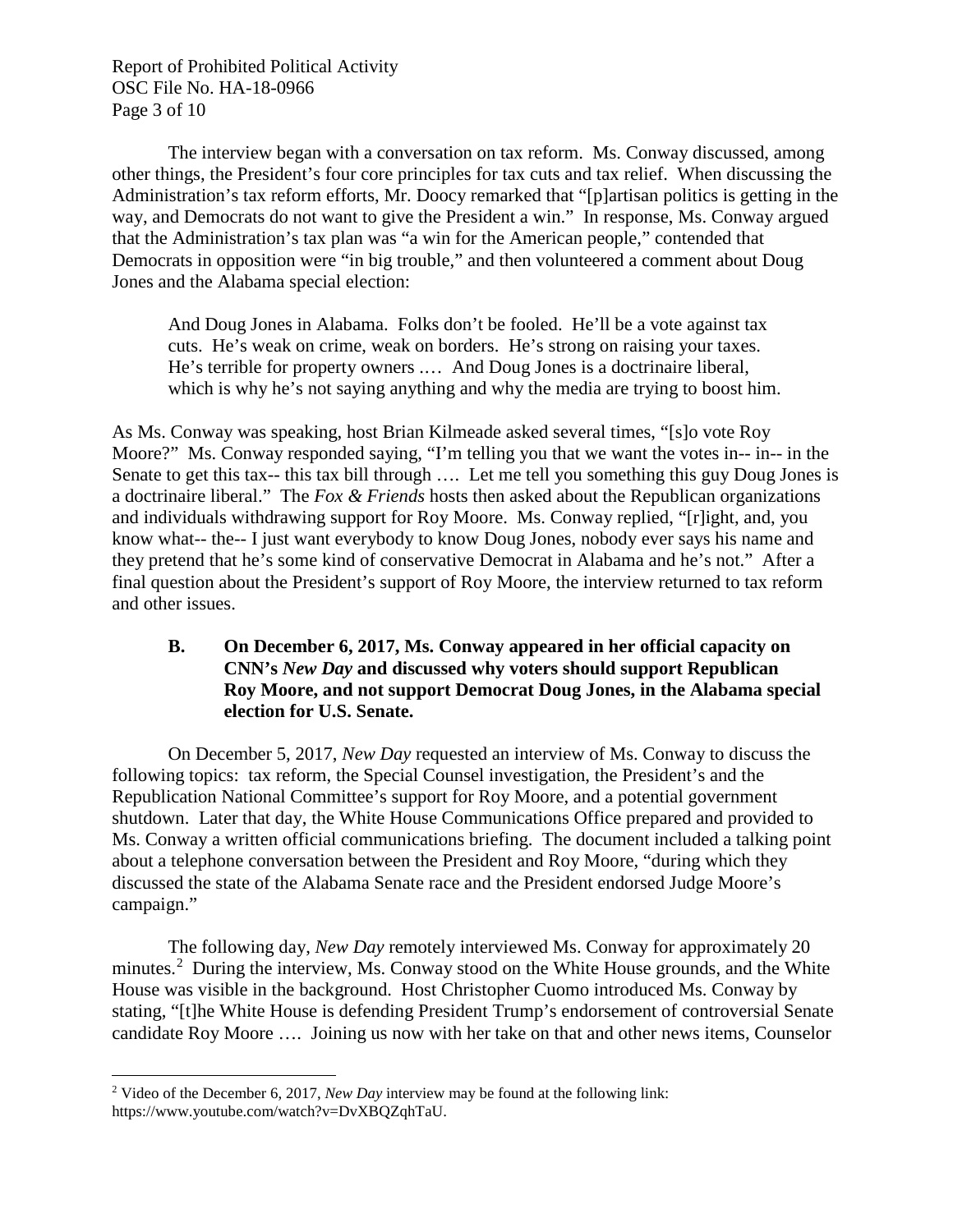The interview began with a conversation on tax reform. Ms. Conway discussed, among other things, the President's four core principles for tax cuts and tax relief. When discussing the Administration's tax reform efforts, Mr. Doocy remarked that "[p]artisan politics is getting in the way, and Democrats do not want to give the President a win." In response, Ms. Conway argued that the Administration's tax plan was "a win for the American people," contended that Democrats in opposition were "in big trouble," and then volunteered a comment about Doug Jones and the Alabama special election:

> And Doug Jones in Alabama. Folks don't be fooled. He'll be a vote against tax cuts. He's weak on crime, weak on borders. He's strong on raising your taxes. He's terrible for property owners .… And Doug Jones is a doctrinaire liberal, which is why he's not saying anything and why the media are trying to boost him.

As Ms. Conway was speaking, host Brian Kilmeade asked several times, "[s]o vote Roy Moore?" Ms. Conway responded saying, "I'm telling you that we want the votes in-- in-- in the Senate to get this tax-- this tax bill through …. Let me tell you something this guy Doug Jones is a doctrinaire liberal." The *Fox & Friends* hosts then asked about the Republican organizations and individuals withdrawing support for Roy Moore. Ms. Conway replied, "[r]ight, and, you know what-- the-- I just want everybody to know Doug Jones, nobody ever says his name and they pretend that he's some kind of conservative Democrat in Alabama and he's not." After a final question about the President's support of Roy Moore, the interview returned to tax reform and other issues.

### B. On December 6, 2017, Ms. Conway appeared in her official capacity on CNN's *New Day* and discussed why voters should support Republican Roy Moore, and not support Democrat Doug Jones, in the Alabama special election for U.S. Senate.

On December 5, 2017, *New Day* requested an interview of Ms. Conway to discuss the following topics: tax reform, the Special Counsel investigation, the President's and the Republication National Committee's support for Roy Moore, and a potential government shutdown. Later that day, the White House Communications Office prepared and provided to Ms. Conway a written official communications briefing. The document included a talking point about a telephone conversation between the President and Roy Moore, "during which they discussed the state of the Alabama Senate race and the President endorsed Judge Moore's campaign."

The following day, *New Day* remotely interviewed Ms. Conway for approximately 20 minutes.[2] During the interview, Ms. Conway stood on the White House grounds, and the White House was visible in the background. Host Christopher Cuomo introduced Ms. Conway by stating, "[t]he White House is defending President Trump's endorsement of controversial Senate candidate Roy Moore …. Joining us now with her take on that and other news items, Counselor

[2] Video of the December 6, 2017, *New Day* interview may be found at the following link: https://www.youtube.com/watch?v=DvXBQZqhTaU.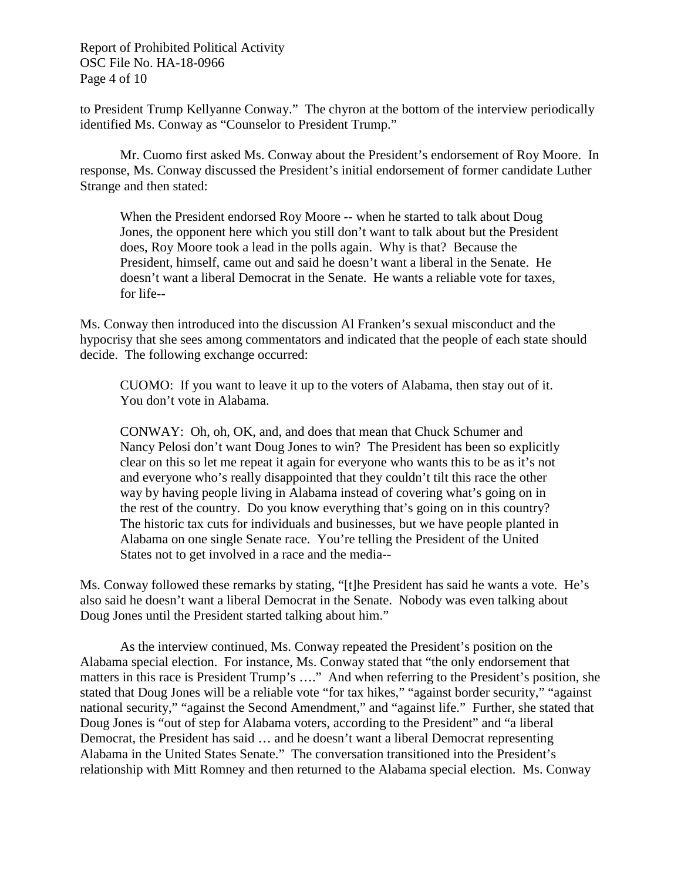to President Trump Kellyanne Conway." The chyron at the bottom of the interview periodically identified Ms. Conway as "Counselor to President Trump."

Mr. Cuomo first asked Ms. Conway about the President's endorsement of Roy Moore. In response, Ms. Conway discussed the President's initial endorsement of former candidate Luther Strange and then stated:

> When the President endorsed Roy Moore -- when he started to talk about Doug Jones, the opponent here which you still don't want to talk about but the President does, Roy Moore took a lead in the polls again. Why is that? Because the President, himself, came out and said he doesn't want a liberal in the Senate. He doesn't want a liberal Democrat in the Senate. He wants a reliable vote for taxes, for life--

Ms. Conway then introduced into the discussion Al Franken's sexual misconduct and the hypocrisy that she sees among commentators and indicated that the people of each state should decide. The following exchange occurred:

> CUOMO: If you want to leave it up to the voters of Alabama, then stay out of it. You don't vote in Alabama.
>
> CONWAY: Oh, oh, OK, and, and does that mean that Chuck Schumer and Nancy Pelosi don't want Doug Jones to win? The President has been so explicitly clear on this so let me repeat it again for everyone who wants this to be as it's not and everyone who's really disappointed that they couldn't tilt this race the other way by having people living in Alabama instead of covering what's going on in the rest of the country. Do you know everything that's going on in this country? The historic tax cuts for individuals and businesses, but we have people planted in Alabama on one single Senate race. You're telling the President of the United States not to get involved in a race and the media--

Ms. Conway followed these remarks by stating, "[t]he President has said he wants a vote. He's also said he doesn't want a liberal Democrat in the Senate. Nobody was even talking about Doug Jones until the President started talking about him."

As the interview continued, Ms. Conway repeated the President's position on the Alabama special election. For instance, Ms. Conway stated that "the only endorsement that matters in this race is President Trump's …." And when referring to the President's position, she stated that Doug Jones will be a reliable vote "for tax hikes," "against border security," "against national security," "against the Second Amendment," and "against life." Further, she stated that Doug Jones is "out of step for Alabama voters, according to the President" and "a liberal Democrat, the President has said … and he doesn't want a liberal Democrat representing Alabama in the United States Senate." The conversation transitioned into the President's relationship with Mitt Romney and then returned to the Alabama special election. Ms. Conway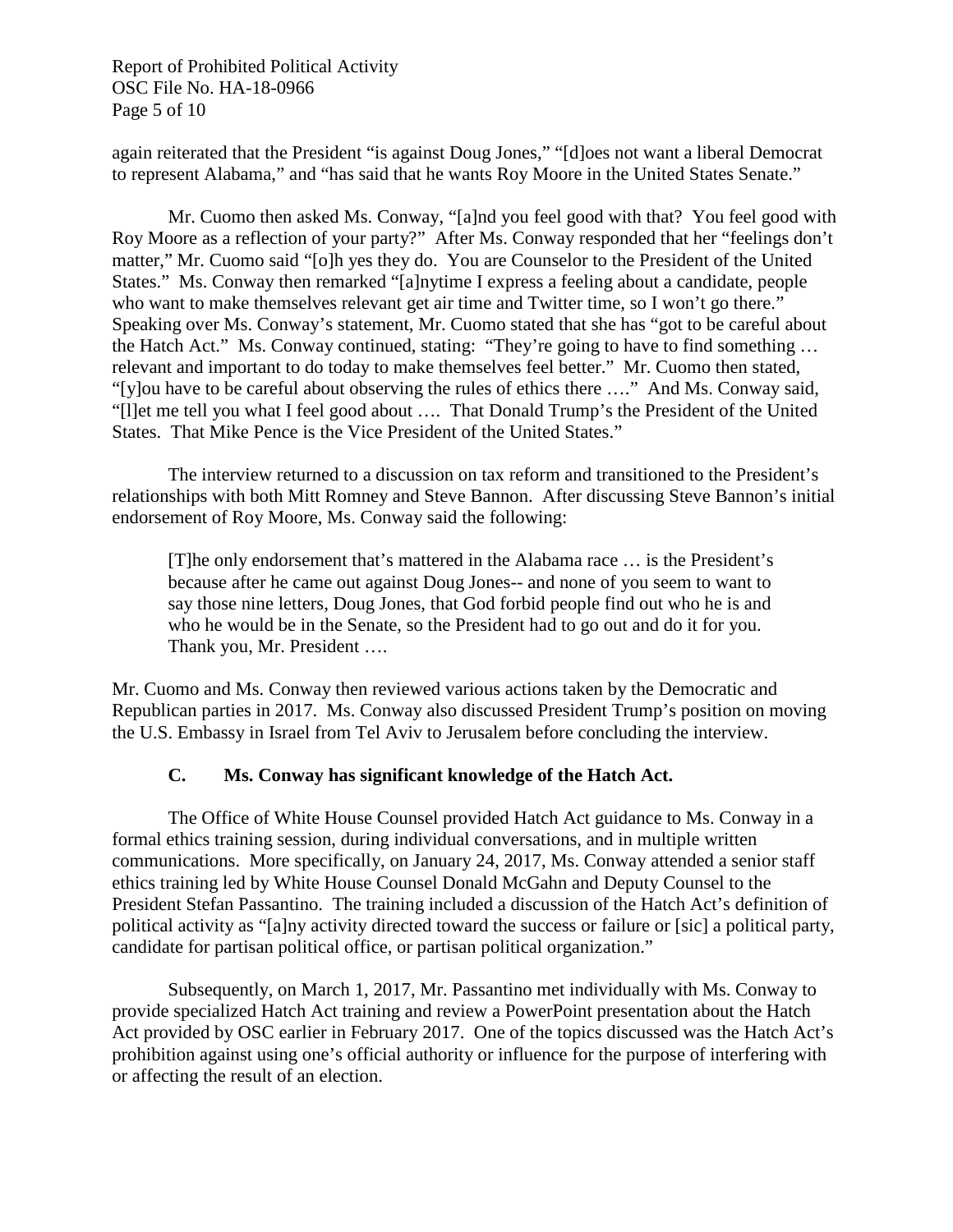again reiterated that the President "is against Doug Jones," "[d]oes not want a liberal Democrat to represent Alabama," and "has said that he wants Roy Moore in the United States Senate."

Mr. Cuomo then asked Ms. Conway, "[a]nd you feel good with that? You feel good with Roy Moore as a reflection of your party?" After Ms. Conway responded that her "feelings don't matter," Mr. Cuomo said "[o]h yes they do. You are Counselor to the President of the United States." Ms. Conway then remarked "[a]nytime I express a feeling about a candidate, people who want to make themselves relevant get air time and Twitter time, so I won't go there." Speaking over Ms. Conway's statement, Mr. Cuomo stated that she has "got to be careful about the Hatch Act." Ms. Conway continued, stating: "They're going to have to find something … relevant and important to do today to make themselves feel better." Mr. Cuomo then stated, "[y]ou have to be careful about observing the rules of ethics there …." And Ms. Conway said, "[l]et me tell you what I feel good about …. That Donald Trump's the President of the United States. That Mike Pence is the Vice President of the United States."

The interview returned to a discussion on tax reform and transitioned to the President's relationships with both Mitt Romney and Steve Bannon. After discussing Steve Bannon's initial endorsement of Roy Moore, Ms. Conway said the following:

> [T]he only endorsement that's mattered in the Alabama race … is the President's because after he came out against Doug Jones-- and none of you seem to want to say those nine letters, Doug Jones, that God forbid people find out who he is and who he would be in the Senate, so the President had to go out and do it for you. Thank you, Mr. President ….

Mr. Cuomo and Ms. Conway then reviewed various actions taken by the Democratic and Republican parties in 2017. Ms. Conway also discussed President Trump's position on moving the U.S. Embassy in Israel from Tel Aviv to Jerusalem before concluding the interview.

### C. Ms. Conway has significant knowledge of the Hatch Act.

The Office of White House Counsel provided Hatch Act guidance to Ms. Conway in a formal ethics training session, during individual conversations, and in multiple written communications. More specifically, on January 24, 2017, Ms. Conway attended a senior staff ethics training led by White House Counsel Donald McGahn and Deputy Counsel to the President Stefan Passantino. The training included a discussion of the Hatch Act's definition of political activity as "[a]ny activity directed toward the success or failure or [sic] a political party, candidate for partisan political office, or partisan political organization."

Subsequently, on March 1, 2017, Mr. Passantino met individually with Ms. Conway to provide specialized Hatch Act training and review a PowerPoint presentation about the Hatch Act provided by OSC earlier in February 2017. One of the topics discussed was the Hatch Act's prohibition against using one's official authority or influence for the purpose of interfering with or affecting the result of an election.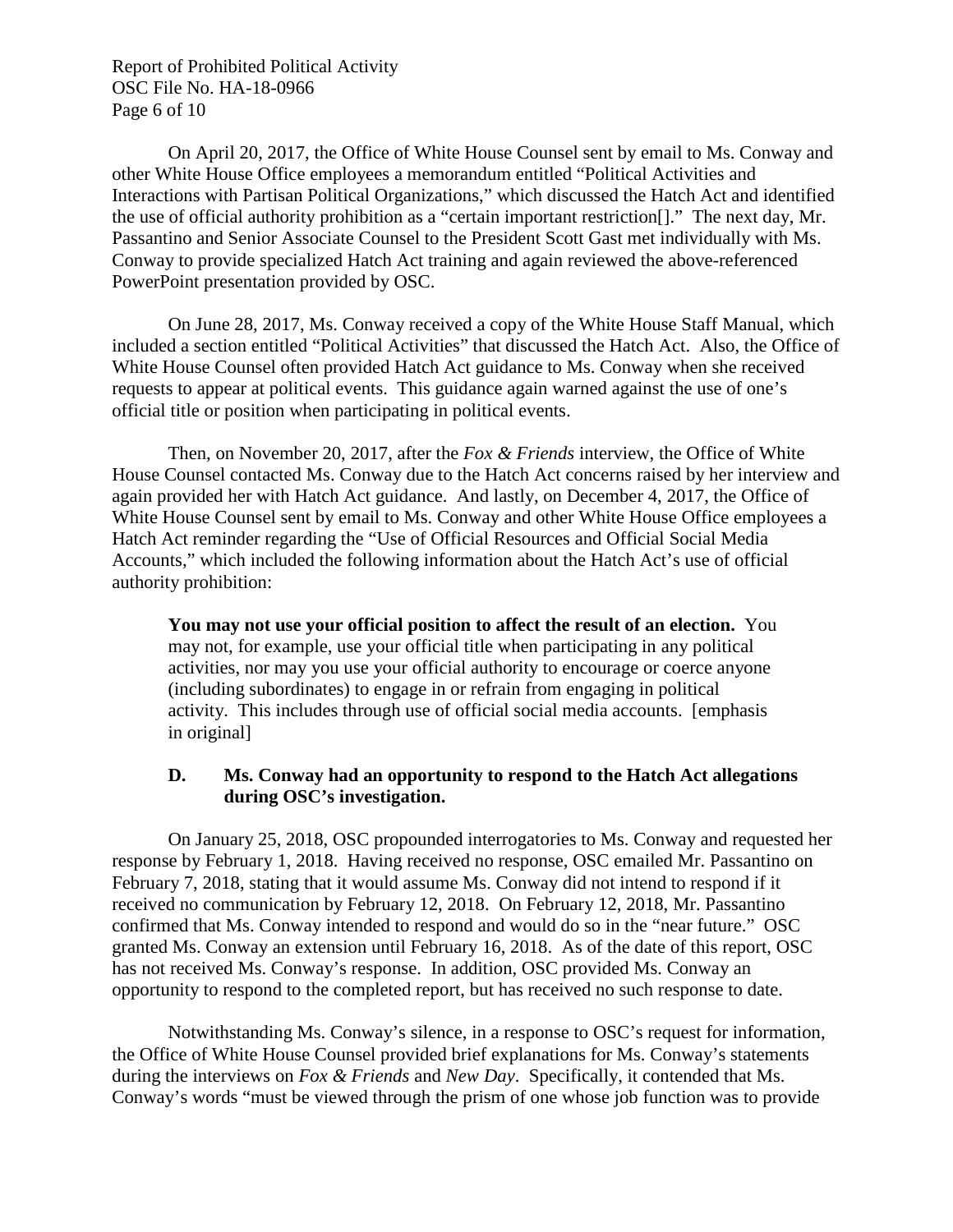On April 20, 2017, the Office of White House Counsel sent by email to Ms. Conway and other White House Office employees a memorandum entitled "Political Activities and Interactions with Partisan Political Organizations," which discussed the Hatch Act and identified the use of official authority prohibition as a "certain important restriction[]." The next day, Mr. Passantino and Senior Associate Counsel to the President Scott Gast met individually with Ms. Conway to provide specialized Hatch Act training and again reviewed the above-referenced PowerPoint presentation provided by OSC.

On June 28, 2017, Ms. Conway received a copy of the White House Staff Manual, which included a section entitled "Political Activities" that discussed the Hatch Act. Also, the Office of White House Counsel often provided Hatch Act guidance to Ms. Conway when she received requests to appear at political events. This guidance again warned against the use of one's official title or position when participating in political events.

Then, on November 20, 2017, after the *Fox & Friends* interview, the Office of White House Counsel contacted Ms. Conway due to the Hatch Act concerns raised by her interview and again provided her with Hatch Act guidance. And lastly, on December 4, 2017, the Office of White House Counsel sent by email to Ms. Conway and other White House Office employees a Hatch Act reminder regarding the "Use of Official Resources and Official Social Media Accounts," which included the following information about the Hatch Act's use of official authority prohibition:

> **You may not use your official position to affect the result of an election.** You may not, for example, use your official title when participating in any political activities, nor may you use your official authority to encourage or coerce anyone (including subordinates) to engage in or refrain from engaging in political activity. This includes through use of official social media accounts. [emphasis in original]

### D. Ms. Conway had an opportunity to respond to the Hatch Act allegations during OSC's investigation.

On January 25, 2018, OSC propounded interrogatories to Ms. Conway and requested her response by February 1, 2018. Having received no response, OSC emailed Mr. Passantino on February 7, 2018, stating that it would assume Ms. Conway did not intend to respond if it received no communication by February 12, 2018. On February 12, 2018, Mr. Passantino confirmed that Ms. Conway intended to respond and would do so in the "near future." OSC granted Ms. Conway an extension until February 16, 2018. As of the date of this report, OSC has not received Ms. Conway's response. In addition, OSC provided Ms. Conway an opportunity to respond to the completed report, but has received no such response to date.

Notwithstanding Ms. Conway's silence, in a response to OSC's request for information, the Office of White House Counsel provided brief explanations for Ms. Conway's statements during the interviews on *Fox & Friends* and *New Day*. Specifically, it contended that Ms. Conway's words "must be viewed through the prism of one whose job function was to provide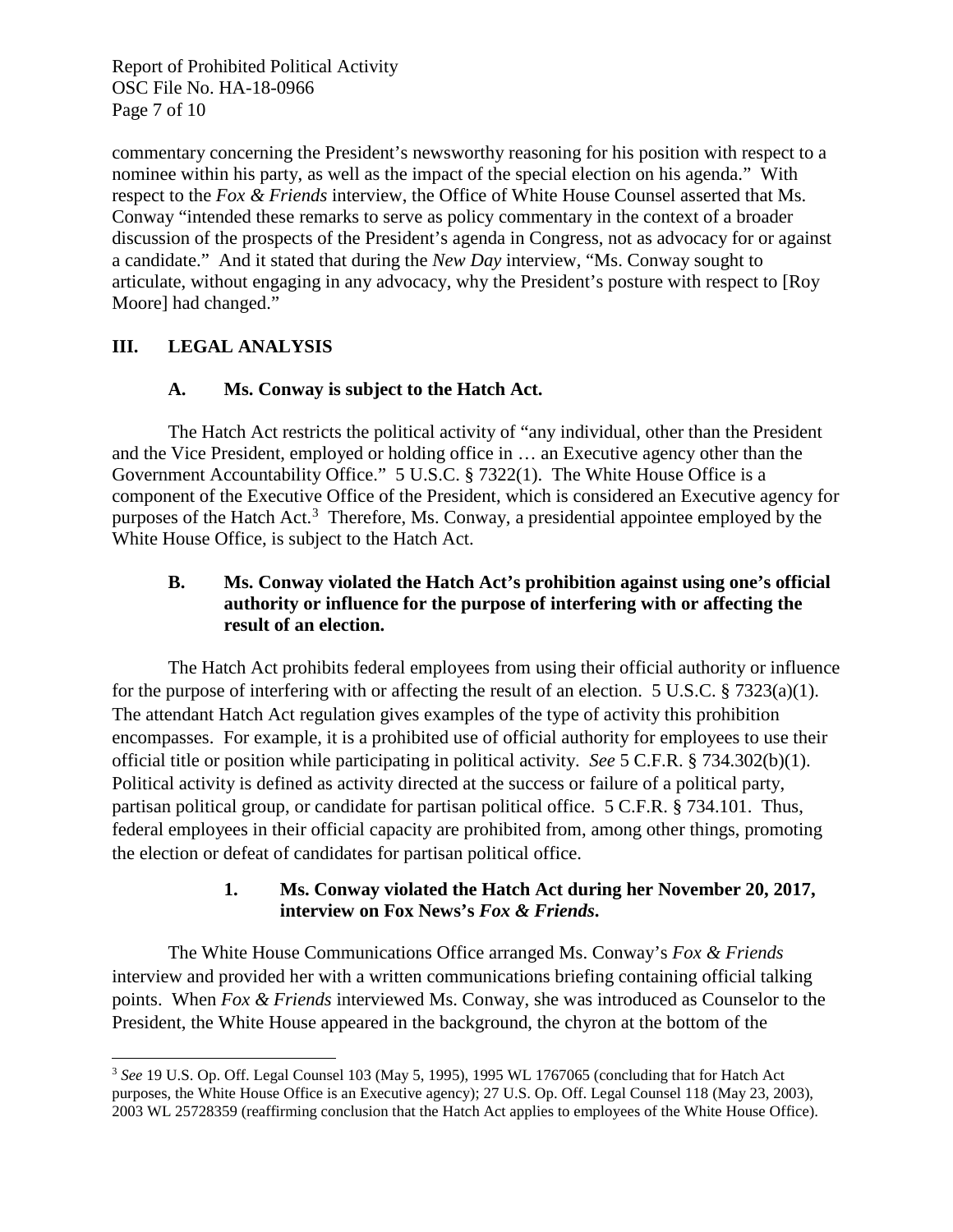commentary concerning the President's newsworthy reasoning for his position with respect to a nominee within his party, as well as the impact of the special election on his agenda." With respect to the *Fox & Friends* interview, the Office of White House Counsel asserted that Ms. Conway "intended these remarks to serve as policy commentary in the context of a broader discussion of the prospects of the President's agenda in Congress, not as advocacy for or against a candidate." And it stated that during the *New Day* interview, "Ms. Conway sought to articulate, without engaging in any advocacy, why the President's posture with respect to [Roy Moore] had changed."

## III. LEGAL ANALYSIS

### A. Ms. Conway is subject to the Hatch Act.

The Hatch Act restricts the political activity of "any individual, other than the President and the Vice President, employed or holding office in … an Executive agency other than the Government Accountability Office." 5 U.S.C. § 7322(1). The White House Office is a component of the Executive Office of the President, which is considered an Executive agency for purposes of the Hatch Act.[3] Therefore, Ms. Conway, a presidential appointee employed by the White House Office, is subject to the Hatch Act.

### B. Ms. Conway violated the Hatch Act's prohibition against using one's official authority or influence for the purpose of interfering with or affecting the result of an election.

The Hatch Act prohibits federal employees from using their official authority or influence for the purpose of interfering with or affecting the result of an election. 5 U.S.C. § 7323(a)(1). The attendant Hatch Act regulation gives examples of the type of activity this prohibition encompasses. For example, it is a prohibited use of official authority for employees to use their official title or position while participating in political activity. *See* 5 C.F.R. § 734.302(b)(1). Political activity is defined as activity directed at the success or failure of a political party, partisan political group, or candidate for partisan political office. 5 C.F.R. § 734.101. Thus, federal employees in their official capacity are prohibited from, among other things, promoting the election or defeat of candidates for partisan political office.

#### 1. Ms. Conway violated the Hatch Act during her November 20, 2017, interview on Fox News's *Fox & Friends*.

The White House Communications Office arranged Ms. Conway's *Fox & Friends* interview and provided her with a written communications briefing containing official talking points. When *Fox & Friends* interviewed Ms. Conway, she was introduced as Counselor to the President, the White House appeared in the background, the chyron at the bottom of the

---

[3] *See* 19 U.S. Op. Off. Legal Counsel 103 (May 5, 1995), 1995 WL 1767065 (concluding that for Hatch Act purposes, the White House Office is an Executive agency); 27 U.S. Op. Off. Legal Counsel 118 (May 23, 2003), 2003 WL 25728359 (reaffirming conclusion that the Hatch Act applies to employees of the White House Office).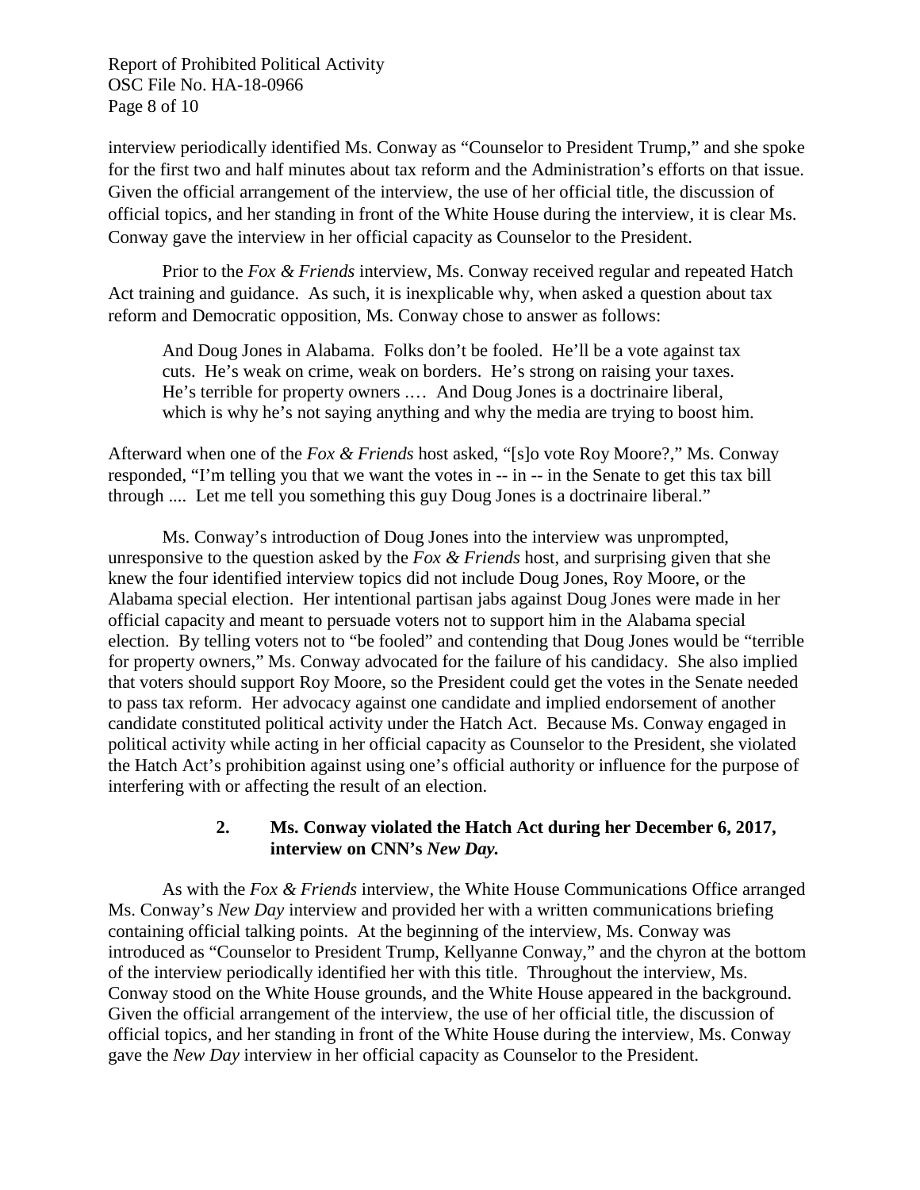interview periodically identified Ms. Conway as "Counselor to President Trump," and she spoke for the first two and half minutes about tax reform and the Administration's efforts on that issue. Given the official arrangement of the interview, the use of her official title, the discussion of official topics, and her standing in front of the White House during the interview, it is clear Ms. Conway gave the interview in her official capacity as Counselor to the President.

Prior to the *Fox & Friends* interview, Ms. Conway received regular and repeated Hatch Act training and guidance. As such, it is inexplicable why, when asked a question about tax reform and Democratic opposition, Ms. Conway chose to answer as follows:

> And Doug Jones in Alabama. Folks don't be fooled. He'll be a vote against tax cuts. He's weak on crime, weak on borders. He's strong on raising your taxes. He's terrible for property owners .… And Doug Jones is a doctrinaire liberal, which is why he's not saying anything and why the media are trying to boost him.

Afterward when one of the *Fox & Friends* host asked, "[s]o vote Roy Moore?," Ms. Conway responded, "I'm telling you that we want the votes in -- in -- in the Senate to get this tax bill through .... Let me tell you something this guy Doug Jones is a doctrinaire liberal."

Ms. Conway's introduction of Doug Jones into the interview was unprompted, unresponsive to the question asked by the *Fox & Friends* host, and surprising given that she knew the four identified interview topics did not include Doug Jones, Roy Moore, or the Alabama special election. Her intentional partisan jabs against Doug Jones were made in her official capacity and meant to persuade voters not to support him in the Alabama special election. By telling voters not to "be fooled" and contending that Doug Jones would be "terrible for property owners," Ms. Conway advocated for the failure of his candidacy. She also implied that voters should support Roy Moore, so the President could get the votes in the Senate needed to pass tax reform. Her advocacy against one candidate and implied endorsement of another candidate constituted political activity under the Hatch Act. Because Ms. Conway engaged in political activity while acting in her official capacity as Counselor to the President, she violated the Hatch Act's prohibition against using one's official authority or influence for the purpose of interfering with or affecting the result of an election.

### 2. Ms. Conway violated the Hatch Act during her December 6, 2017, interview on CNN's *New Day.*

As with the *Fox & Friends* interview, the White House Communications Office arranged Ms. Conway's *New Day* interview and provided her with a written communications briefing containing official talking points. At the beginning of the interview, Ms. Conway was introduced as "Counselor to President Trump, Kellyanne Conway," and the chyron at the bottom of the interview periodically identified her with this title. Throughout the interview, Ms. Conway stood on the White House grounds, and the White House appeared in the background. Given the official arrangement of the interview, the use of her official title, the discussion of official topics, and her standing in front of the White House during the interview, Ms. Conway gave the *New Day* interview in her official capacity as Counselor to the President.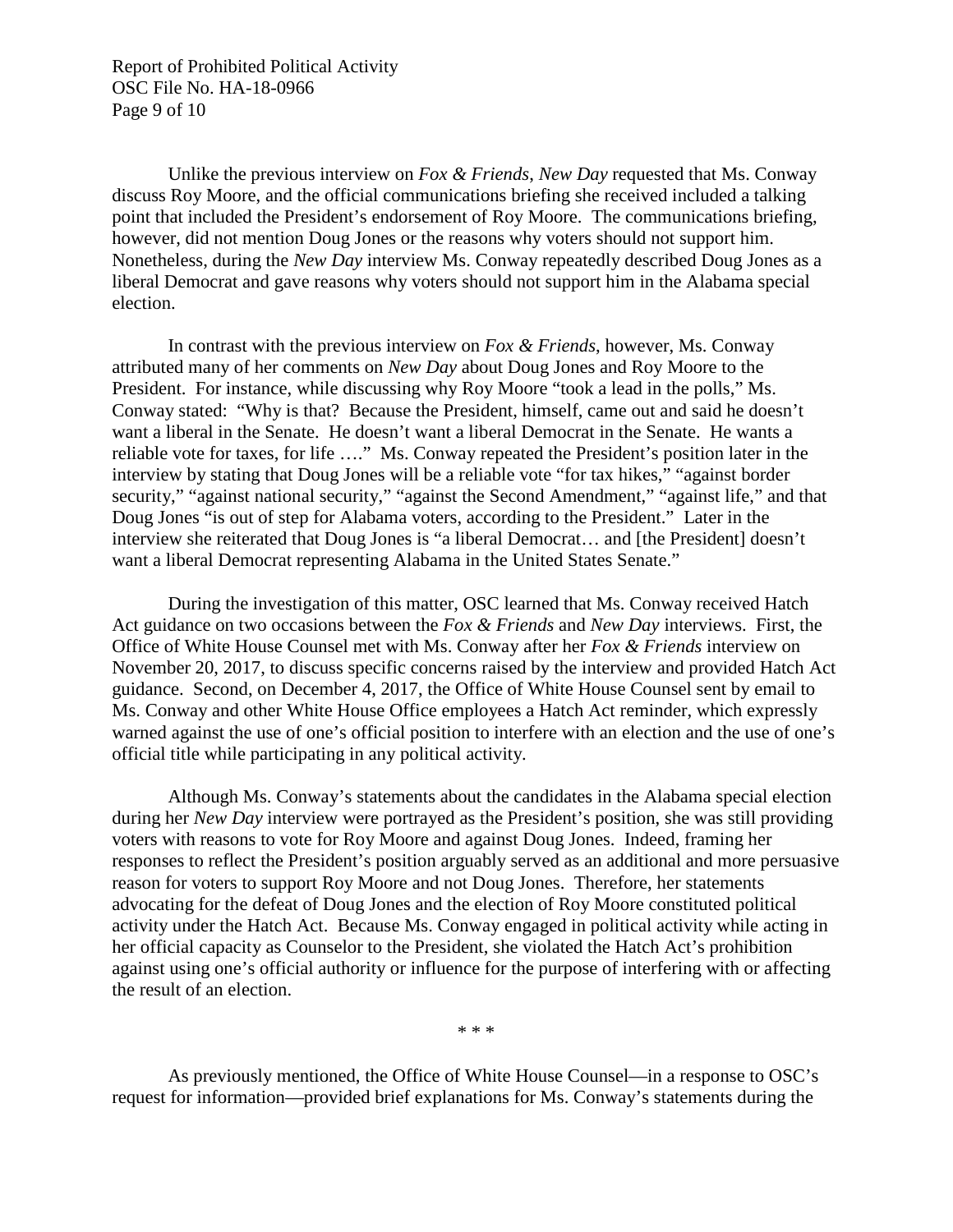Unlike the previous interview on *Fox & Friends*, *New Day* requested that Ms. Conway discuss Roy Moore, and the official communications briefing she received included a talking point that included the President's endorsement of Roy Moore. The communications briefing, however, did not mention Doug Jones or the reasons why voters should not support him. Nonetheless, during the *New Day* interview Ms. Conway repeatedly described Doug Jones as a liberal Democrat and gave reasons why voters should not support him in the Alabama special election.

In contrast with the previous interview on *Fox & Friends*, however, Ms. Conway attributed many of her comments on *New Day* about Doug Jones and Roy Moore to the President. For instance, while discussing why Roy Moore "took a lead in the polls," Ms. Conway stated: "Why is that? Because the President, himself, came out and said he doesn't want a liberal in the Senate. He doesn't want a liberal Democrat in the Senate. He wants a reliable vote for taxes, for life …." Ms. Conway repeated the President's position later in the interview by stating that Doug Jones will be a reliable vote "for tax hikes," "against border security," "against national security," "against the Second Amendment," "against life," and that Doug Jones "is out of step for Alabama voters, according to the President." Later in the interview she reiterated that Doug Jones is "a liberal Democrat… and [the President] doesn't want a liberal Democrat representing Alabama in the United States Senate."

During the investigation of this matter, OSC learned that Ms. Conway received Hatch Act guidance on two occasions between the *Fox & Friends* and *New Day* interviews. First, the Office of White House Counsel met with Ms. Conway after her *Fox & Friends* interview on November 20, 2017, to discuss specific concerns raised by the interview and provided Hatch Act guidance. Second, on December 4, 2017, the Office of White House Counsel sent by email to Ms. Conway and other White House Office employees a Hatch Act reminder, which expressly warned against the use of one's official position to interfere with an election and the use of one's official title while participating in any political activity.

Although Ms. Conway's statements about the candidates in the Alabama special election during her *New Day* interview were portrayed as the President's position, she was still providing voters with reasons to vote for Roy Moore and against Doug Jones. Indeed, framing her responses to reflect the President's position arguably served as an additional and more persuasive reason for voters to support Roy Moore and not Doug Jones. Therefore, her statements advocating for the defeat of Doug Jones and the election of Roy Moore constituted political activity under the Hatch Act. Because Ms. Conway engaged in political activity while acting in her official capacity as Counselor to the President, she violated the Hatch Act's prohibition against using one's official authority or influence for the purpose of interfering with or affecting the result of an election.

\* \* \*

As previously mentioned, the Office of White House Counsel—in a response to OSC's request for information—provided brief explanations for Ms. Conway's statements during the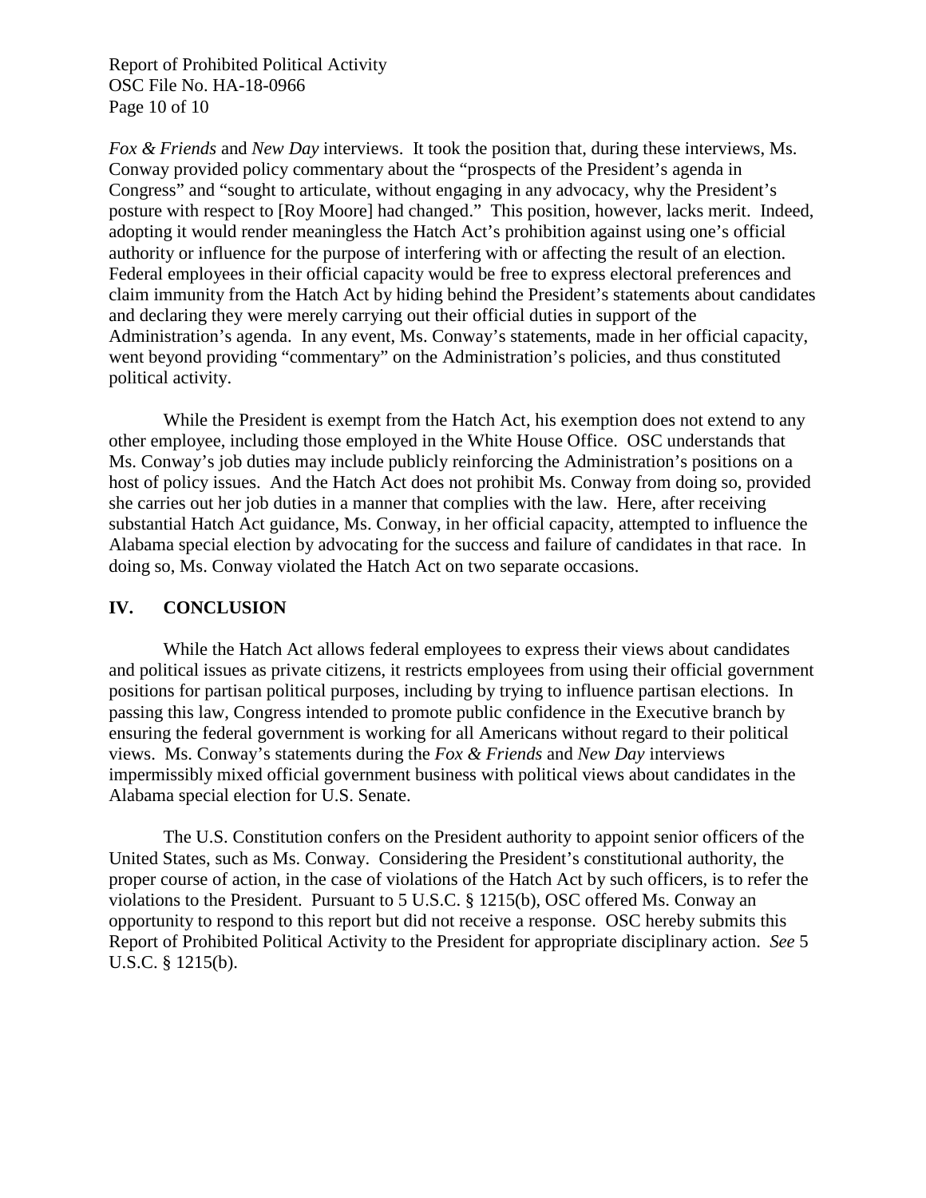*Fox & Friends* and *New Day* interviews. It took the position that, during these interviews, Ms. Conway provided policy commentary about the "prospects of the President's agenda in Congress" and "sought to articulate, without engaging in any advocacy, why the President's posture with respect to [Roy Moore] had changed." This position, however, lacks merit. Indeed, adopting it would render meaningless the Hatch Act's prohibition against using one's official authority or influence for the purpose of interfering with or affecting the result of an election. Federal employees in their official capacity would be free to express electoral preferences and claim immunity from the Hatch Act by hiding behind the President's statements about candidates and declaring they were merely carrying out their official duties in support of the Administration's agenda. In any event, Ms. Conway's statements, made in her official capacity, went beyond providing "commentary" on the Administration's policies, and thus constituted political activity.

While the President is exempt from the Hatch Act, his exemption does not extend to any other employee, including those employed in the White House Office. OSC understands that Ms. Conway's job duties may include publicly reinforcing the Administration's positions on a host of policy issues. And the Hatch Act does not prohibit Ms. Conway from doing so, provided she carries out her job duties in a manner that complies with the law. Here, after receiving substantial Hatch Act guidance, Ms. Conway, in her official capacity, attempted to influence the Alabama special election by advocating for the success and failure of candidates in that race. In doing so, Ms. Conway violated the Hatch Act on two separate occasions.

## IV. CONCLUSION

While the Hatch Act allows federal employees to express their views about candidates and political issues as private citizens, it restricts employees from using their official government positions for partisan political purposes, including by trying to influence partisan elections. In passing this law, Congress intended to promote public confidence in the Executive branch by ensuring the federal government is working for all Americans without regard to their political views. Ms. Conway's statements during the *Fox & Friends* and *New Day* interviews impermissibly mixed official government business with political views about candidates in the Alabama special election for U.S. Senate.

The U.S. Constitution confers on the President authority to appoint senior officers of the United States, such as Ms. Conway. Considering the President's constitutional authority, the proper course of action, in the case of violations of the Hatch Act by such officers, is to refer the violations to the President. Pursuant to 5 U.S.C. § 1215(b), OSC offered Ms. Conway an opportunity to respond to this report but did not receive a response. OSC hereby submits this Report of Prohibited Political Activity to the President for appropriate disciplinary action. *See* 5 U.S.C. § 1215(b).